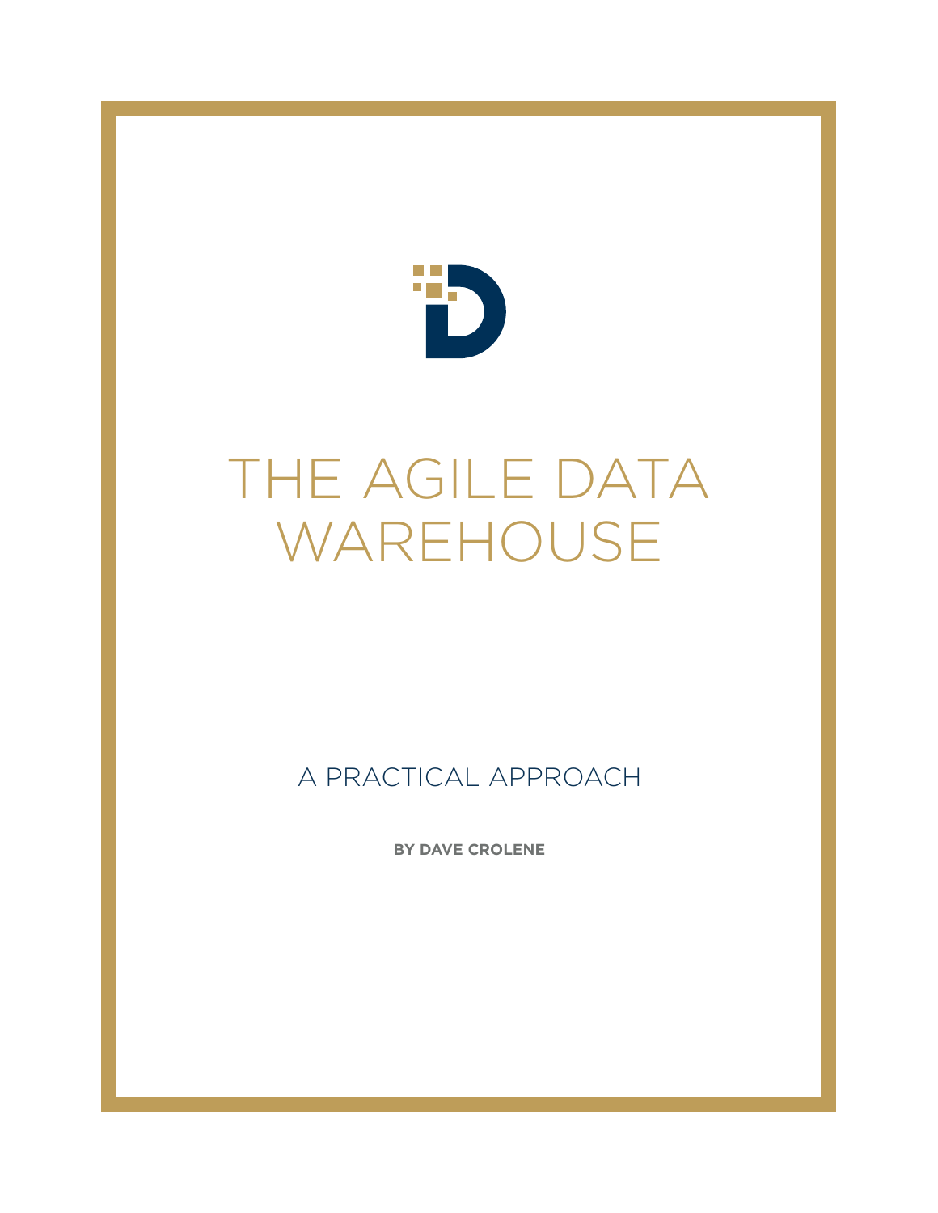# THE AGILE DATA WAREHOUSE

## A PRACTICAL APPROACH

**BY DAVE CROLENE**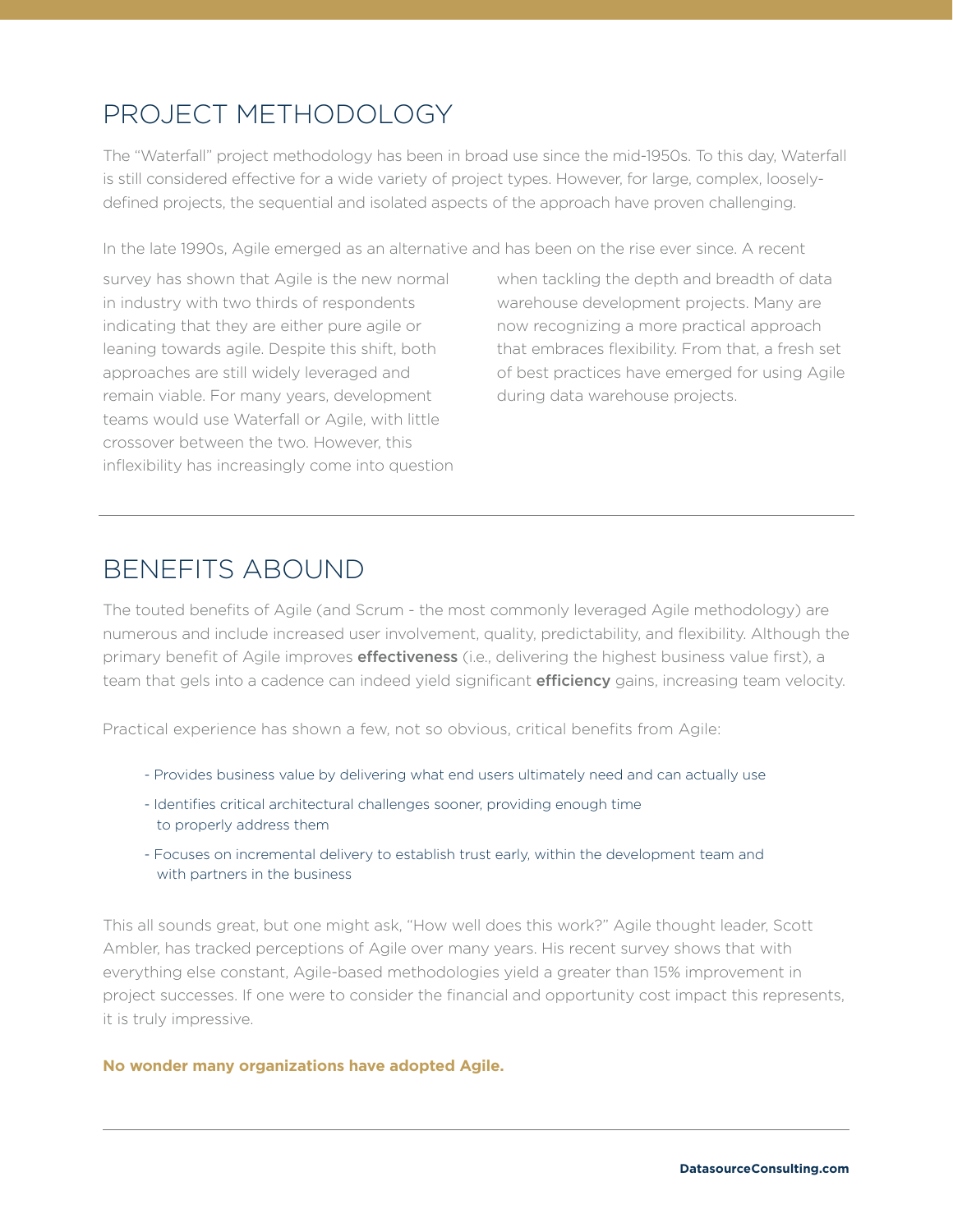## PROJECT METHODOLOGY

The "Waterfall" project methodology has been in broad use since the mid-1950s. To this day, Waterfall is still considered effective for a wide variety of project types. However, for large, complex, loosely-defined projects, the sequential and isolated aspects of the approach have proven challenging.

In the late 1990s, Agile emerged as an alternative and has been on the rise ever since. A recent survey has shown that Agile is the new normal in industry with two thirds of respondents indicating that they are either pure agile or leaning towards agile. Despite this shift, both approaches are still widely leveraged and remain viable. For many years, development teams would use Waterfall or Agile, with little crossover between the two. However, this inflexibility has increasingly come into question when tackling the depth and breadth of data warehouse development projects. Many are now recognizing a more practical approach that embraces flexibility. From that, a fresh set of best practices have emerged for using Agile during data warehouse projects.

## BENEFITS ABOUND

The touted benefits of Agile (and Scrum - the most commonly leveraged Agile methodology) are numerous and include increased user involvement, quality, predictability, and flexibility. Although the primary benefit of Agile improves **effectiveness** (i.e., delivering the highest business value first), a team that gels into a cadence can indeed yield significant **efficiency** gains, increasing team velocity.

Practical experience has shown a few, not so obvious, critical benefits from Agile:

- Provides business value by delivering what end users ultimately need and can actually use
- Identifies critical architectural challenges sooner, providing enough time to properly address them
- Focuses on incremental delivery to establish trust early, within the development team and with partners in the business

This all sounds great, but one might ask, "How well does this work?" Agile thought leader, Scott Ambler, has tracked perceptions of Agile over many years. His recent survey shows that with everything else constant, Agile-based methodologies yield a greater than 15% improvement in project successes. If one were to consider the financial and opportunity cost impact this represents, it is truly impressive.

**No wonder many organizations have adopted Agile.**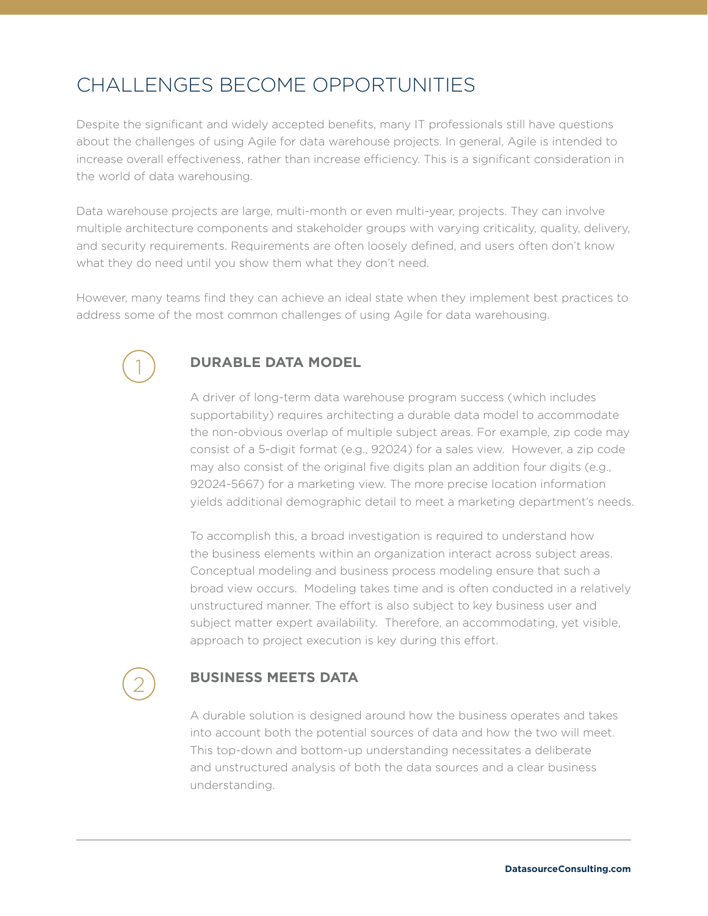# CHALLENGES BECOME OPPORTUNITIES

Despite the significant and widely accepted benefits, many IT professionals still have questions about the challenges of using Agile for data warehouse projects. In general, Agile is intended to increase overall effectiveness, rather than increase efficiency. This is a significant consideration in the world of data warehousing.

Data warehouse projects are large, multi-month or even multi-year, projects. They can involve multiple architecture components and stakeholder groups with varying criticality, quality, delivery, and security requirements. Requirements are often loosely defined, and users often don't know what they do need until you show them what they don't need.

However, many teams find they can achieve an ideal state when they implement best practices to address some of the most common challenges of using Agile for data warehousing.

## 1 DURABLE DATA MODEL

A driver of long-term data warehouse program success (which includes supportability) requires architecting a durable data model to accommodate the non-obvious overlap of multiple subject areas. For example, zip code may consist of a 5-digit format (e.g., 92024) for a sales view. However, a zip code may also consist of the original five digits plan an addition four digits (e.g., 92024-5667) for a marketing view. The more precise location information yields additional demographic detail to meet a marketing department's needs.

To accomplish this, a broad investigation is required to understand how the business elements within an organization interact across subject areas. Conceptual modeling and business process modeling ensure that such a broad view occurs. Modeling takes time and is often conducted in a relatively unstructured manner. The effort is also subject to key business user and subject matter expert availability. Therefore, an accommodating, yet visible, approach to project execution is key during this effort.

## 2 BUSINESS MEETS DATA

A durable solution is designed around how the business operates and takes into account both the potential sources of data and how the two will meet. This top-down and bottom-up understanding necessitates a deliberate and unstructured analysis of both the data sources and a clear business understanding.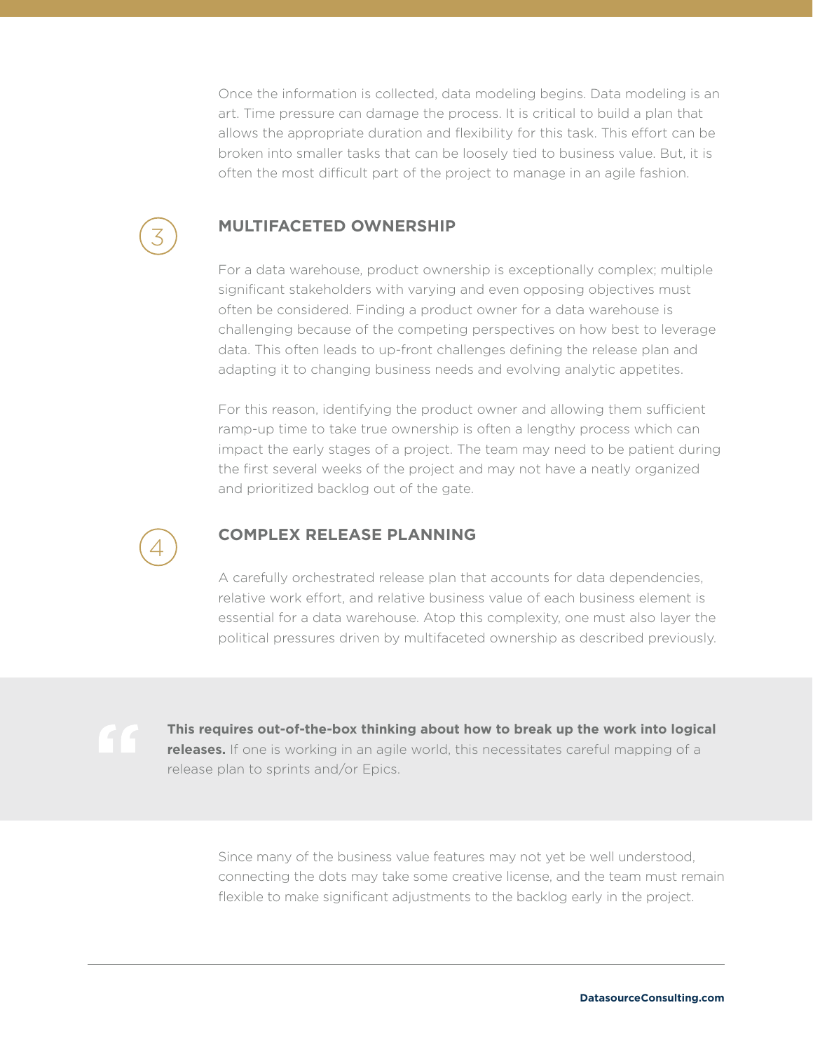Once the information is collected, data modeling begins. Data modeling is an art. Time pressure can damage the process. It is critical to build a plan that allows the appropriate duration and flexibility for this task. This effort can be broken into smaller tasks that can be loosely tied to business value. But, it is often the most difficult part of the project to manage in an agile fashion.

## 3 MULTIFACETED OWNERSHIP

For a data warehouse, product ownership is exceptionally complex; multiple significant stakeholders with varying and even opposing objectives must often be considered. Finding a product owner for a data warehouse is challenging because of the competing perspectives on how best to leverage data. This often leads to up-front challenges defining the release plan and adapting it to changing business needs and evolving analytic appetites.

For this reason, identifying the product owner and allowing them sufficient ramp-up time to take true ownership is often a lengthy process which can impact the early stages of a project. The team may need to be patient during the first several weeks of the project and may not have a neatly organized and prioritized backlog out of the gate.

## 4 COMPLEX RELEASE PLANNING

A carefully orchestrated release plan that accounts for data dependencies, relative work effort, and relative business value of each business element is essential for a data warehouse. Atop this complexity, one must also layer the political pressures driven by multifaceted ownership as described previously.

> **This requires out-of-the-box thinking about how to break up the work into logical releases.** If one is working in an agile world, this necessitates careful mapping of a release plan to sprints and/or Epics.

Since many of the business value features may not yet be well understood, connecting the dots may take some creative license, and the team must remain flexible to make significant adjustments to the backlog early in the project.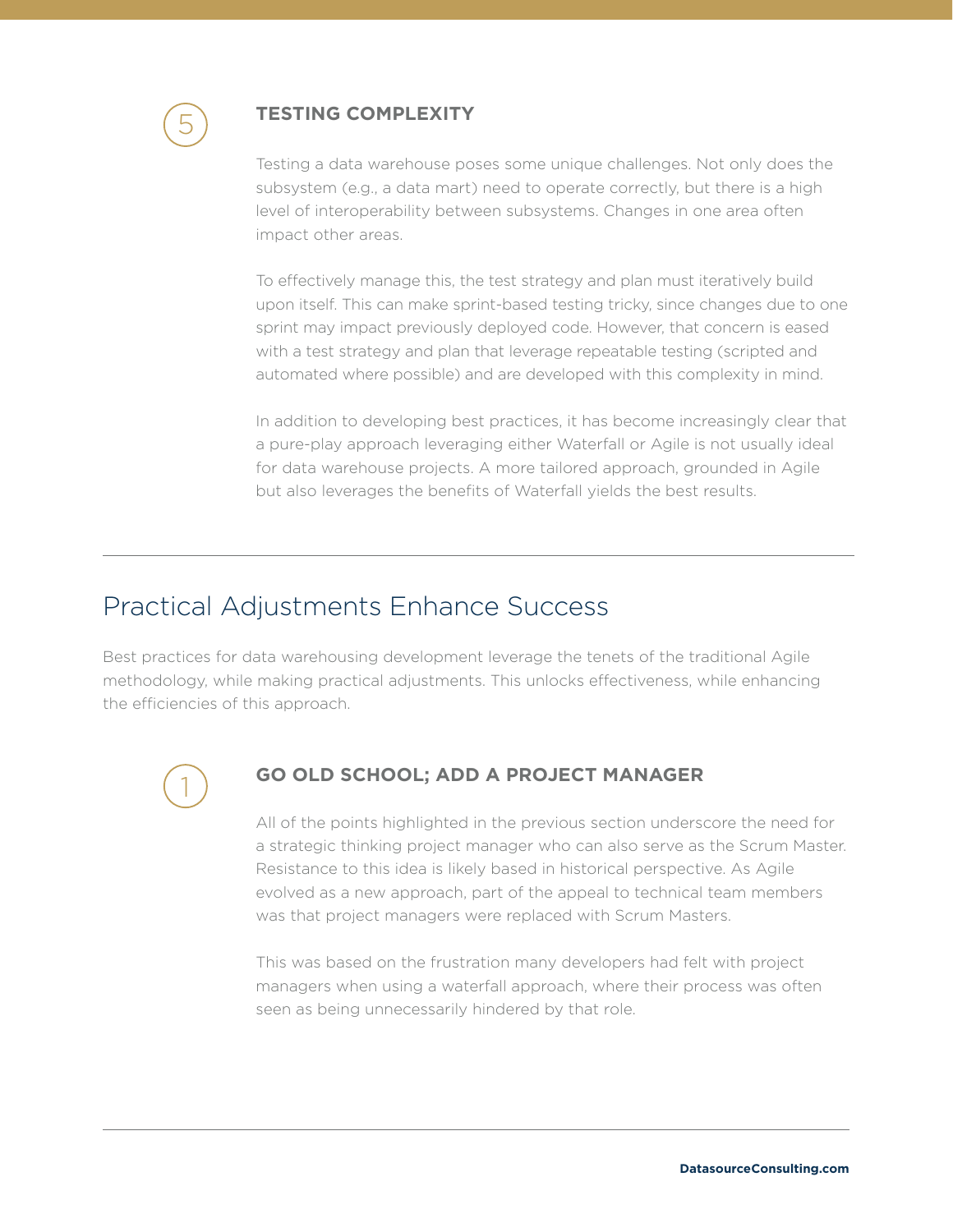### 5 TESTING COMPLEXITY

Testing a data warehouse poses some unique challenges. Not only does the subsystem (e.g., a data mart) need to operate correctly, but there is a high level of interoperability between subsystems. Changes in one area often impact other areas.

To effectively manage this, the test strategy and plan must iteratively build upon itself. This can make sprint-based testing tricky, since changes due to one sprint may impact previously deployed code. However, that concern is eased with a test strategy and plan that leverage repeatable testing (scripted and automated where possible) and are developed with this complexity in mind.

In addition to developing best practices, it has become increasingly clear that a pure-play approach leveraging either Waterfall or Agile is not usually ideal for data warehouse projects. A more tailored approach, grounded in Agile but also leverages the benefits of Waterfall yields the best results.

---

## Practical Adjustments Enhance Success

Best practices for data warehousing development leverage the tenets of the traditional Agile methodology, while making practical adjustments. This unlocks effectiveness, while enhancing the efficiencies of this approach.

### 1 GO OLD SCHOOL; ADD A PROJECT MANAGER

All of the points highlighted in the previous section underscore the need for a strategic thinking project manager who can also serve as the Scrum Master. Resistance to this idea is likely based in historical perspective. As Agile evolved as a new approach, part of the appeal to technical team members was that project managers were replaced with Scrum Masters.

This was based on the frustration many developers had felt with project managers when using a waterfall approach, where their process was often seen as being unnecessarily hindered by that role.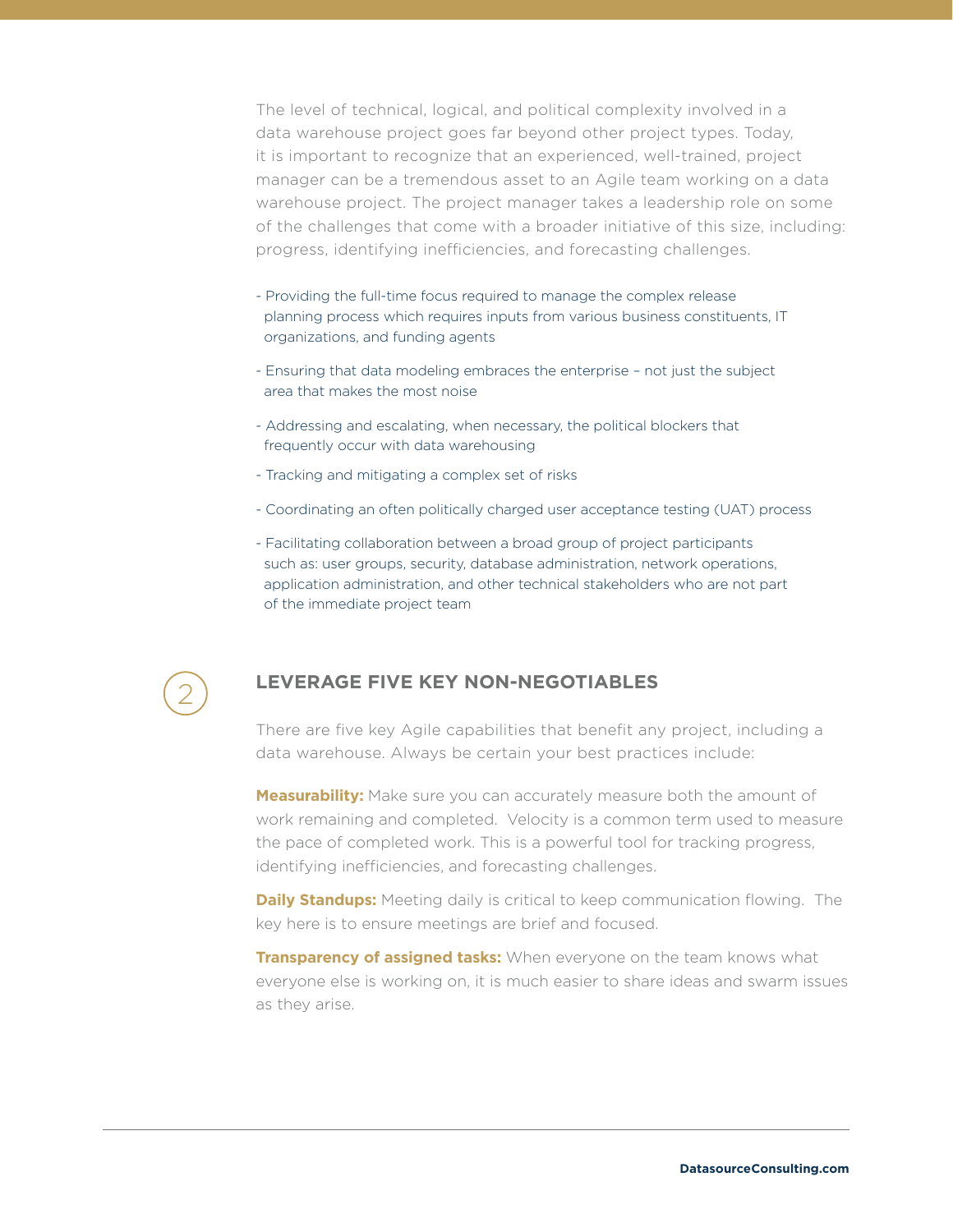The level of technical, logical, and political complexity involved in a data warehouse project goes far beyond other project types. Today, it is important to recognize that an experienced, well-trained, project manager can be a tremendous asset to an Agile team working on a data warehouse project. The project manager takes a leadership role on some of the challenges that come with a broader initiative of this size, including: progress, identifying inefficiencies, and forecasting challenges.

- Providing the full-time focus required to manage the complex release planning process which requires inputs from various business constituents, IT organizations, and funding agents
- Ensuring that data modeling embraces the enterprise – not just the subject area that makes the most noise
- Addressing and escalating, when necessary, the political blockers that frequently occur with data warehousing
- Tracking and mitigating a complex set of risks
- Coordinating an often politically charged user acceptance testing (UAT) process
- Facilitating collaboration between a broad group of project participants such as: user groups, security, database administration, network operations, application administration, and other technical stakeholders who are not part of the immediate project team

## 2 LEVERAGE FIVE KEY NON-NEGOTIABLES

There are five key Agile capabilities that benefit any project, including a data warehouse. Always be certain your best practices include:

**Measurability:** Make sure you can accurately measure both the amount of work remaining and completed. Velocity is a common term used to measure the pace of completed work. This is a powerful tool for tracking progress, identifying inefficiencies, and forecasting challenges.

**Daily Standups:** Meeting daily is critical to keep communication flowing. The key here is to ensure meetings are brief and focused.

**Transparency of assigned tasks:** When everyone on the team knows what everyone else is working on, it is much easier to share ideas and swarm issues as they arise.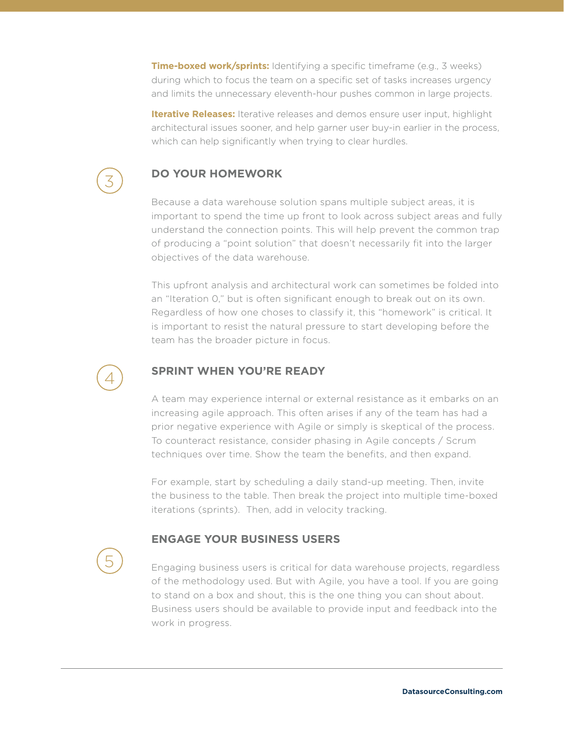**Time-boxed work/sprints:** Identifying a specific timeframe (e.g., 3 weeks) during which to focus the team on a specific set of tasks increases urgency and limits the unnecessary eleventh-hour pushes common in large projects.

**Iterative Releases:** Iterative releases and demos ensure user input, highlight architectural issues sooner, and help garner user buy-in earlier in the process, which can help significantly when trying to clear hurdles.

## 3 DO YOUR HOMEWORK

Because a data warehouse solution spans multiple subject areas, it is important to spend the time up front to look across subject areas and fully understand the connection points. This will help prevent the common trap of producing a "point solution" that doesn't necessarily fit into the larger objectives of the data warehouse.

This upfront analysis and architectural work can sometimes be folded into an "Iteration 0," but is often significant enough to break out on its own. Regardless of how one choses to classify it, this "homework" is critical. It is important to resist the natural pressure to start developing before the team has the broader picture in focus.

## 4 SPRINT WHEN YOU'RE READY

A team may experience internal or external resistance as it embarks on an increasing agile approach. This often arises if any of the team has had a prior negative experience with Agile or simply is skeptical of the process. To counteract resistance, consider phasing in Agile concepts / Scrum techniques over time. Show the team the benefits, and then expand.

For example, start by scheduling a daily stand-up meeting. Then, invite the business to the table. Then break the project into multiple time-boxed iterations (sprints).  Then, add in velocity tracking.

## 5 ENGAGE YOUR BUSINESS USERS

Engaging business users is critical for data warehouse projects, regardless of the methodology used. But with Agile, you have a tool. If you are going to stand on a box and shout, this is the one thing you can shout about. Business users should be available to provide input and feedback into the work in progress.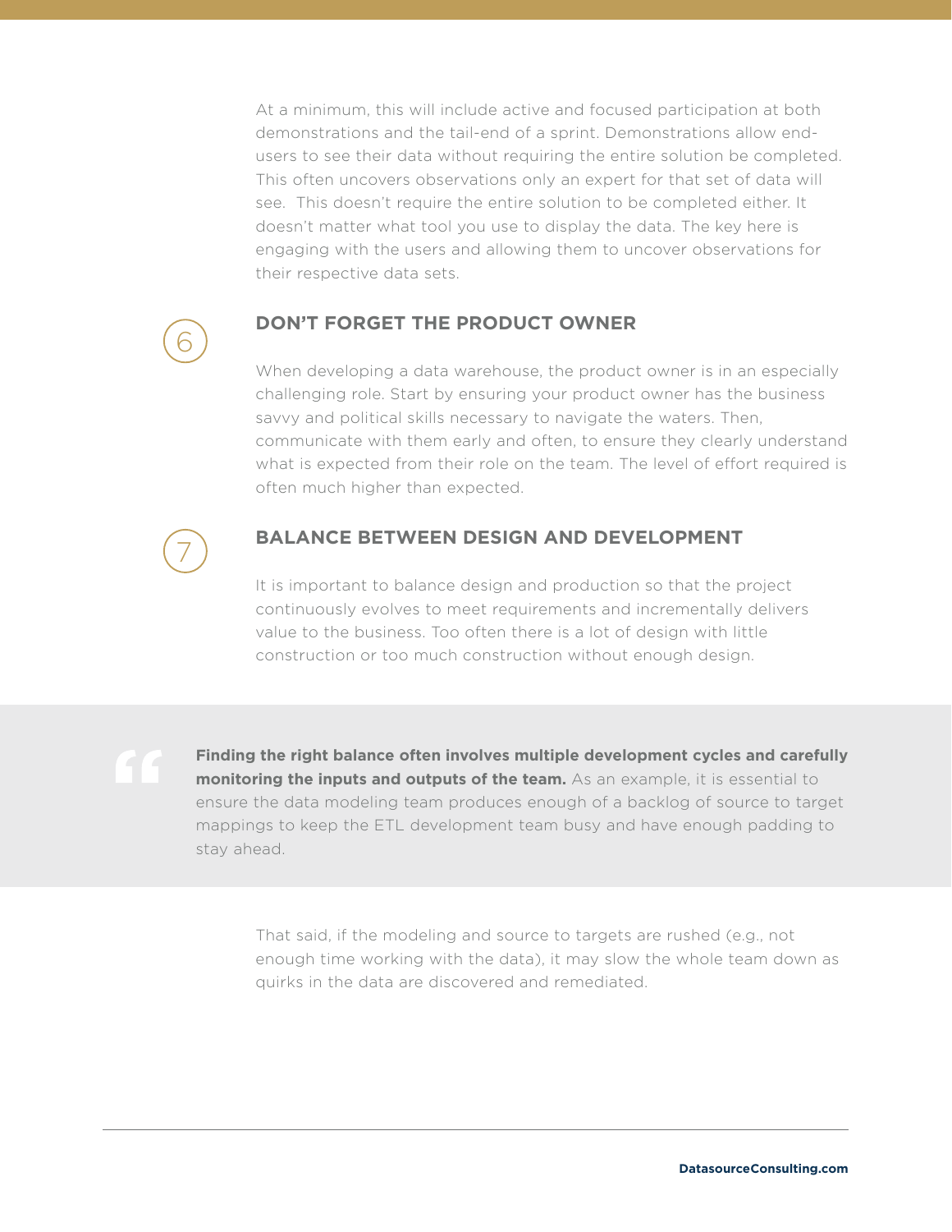At a minimum, this will include active and focused participation at both demonstrations and the tail-end of a sprint. Demonstrations allow end-users to see their data without requiring the entire solution be completed. This often uncovers observations only an expert for that set of data will see. This doesn't require the entire solution to be completed either. It doesn't matter what tool you use to display the data. The key here is engaging with the users and allowing them to uncover observations for their respective data sets.

## 6 DON'T FORGET THE PRODUCT OWNER

When developing a data warehouse, the product owner is in an especially challenging role. Start by ensuring your product owner has the business savvy and political skills necessary to navigate the waters. Then, communicate with them early and often, to ensure they clearly understand what is expected from their role on the team. The level of effort required is often much higher than expected.

## 7 BALANCE BETWEEN DESIGN AND DEVELOPMENT

It is important to balance design and production so that the project continuously evolves to meet requirements and incrementally delivers value to the business. Too often there is a lot of design with little construction or too much construction without enough design.

> **Finding the right balance often involves multiple development cycles and carefully monitoring the inputs and outputs of the team.** As an example, it is essential to ensure the data modeling team produces enough of a backlog of source to target mappings to keep the ETL development team busy and have enough padding to stay ahead.

That said, if the modeling and source to targets are rushed (e.g., not enough time working with the data), it may slow the whole team down as quirks in the data are discovered and remediated.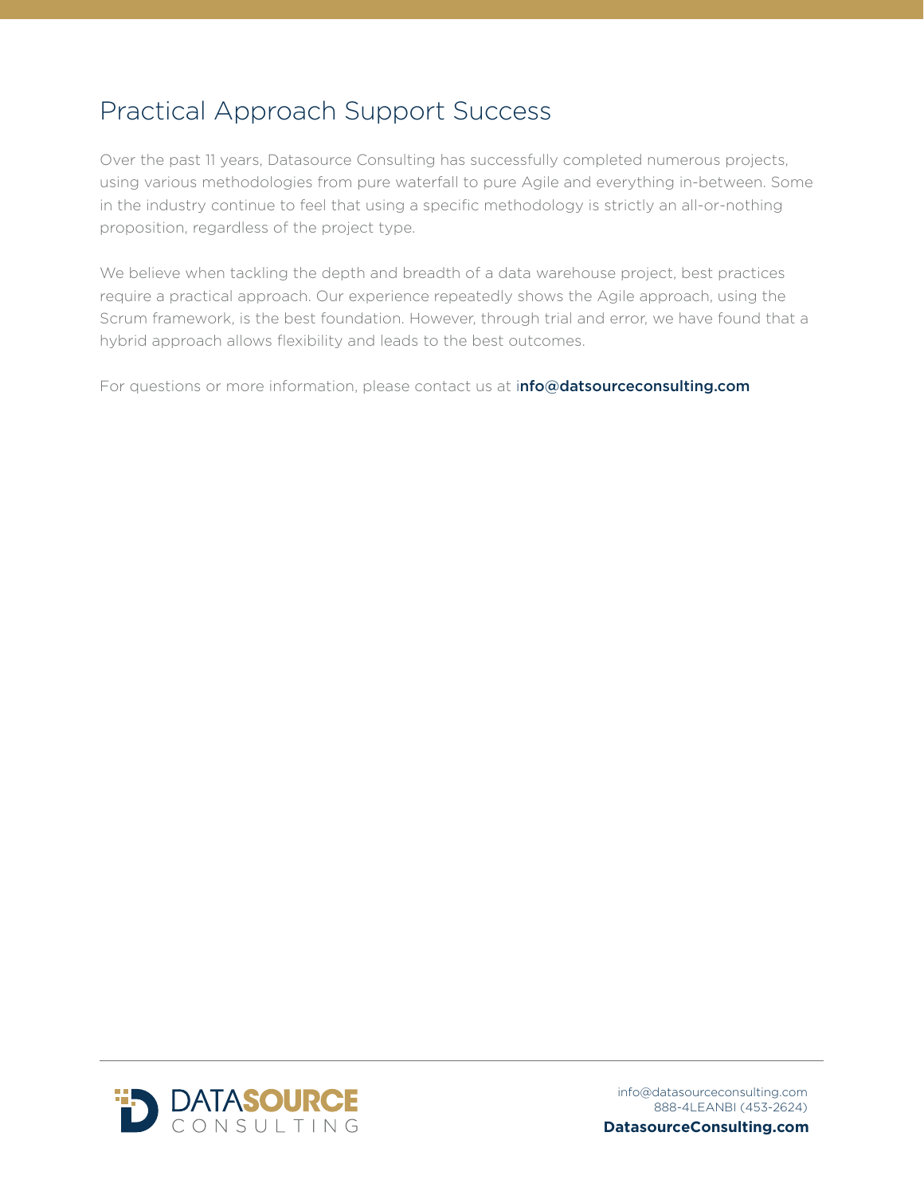## Practical Approach Support Success

Over the past 11 years, Datasource Consulting has successfully completed numerous projects, using various methodologies from pure waterfall to pure Agile and everything in-between. Some in the industry continue to feel that using a specific methodology is strictly an all-or-nothing proposition, regardless of the project type.

We believe when tackling the depth and breadth of a data warehouse project, best practices require a practical approach. Our experience repeatedly shows the Agile approach, using the Scrum framework, is the best foundation. However, through trial and error, we have found that a hybrid approach allows flexibility and leads to the best outcomes.

For questions or more information, please contact us at **info@datsourceconsulting.com**

DATASOURCE CONSULTING

info@datasourceconsulting.com
888-4LEANBI (453-2624)
**DatasourceConsulting.com**